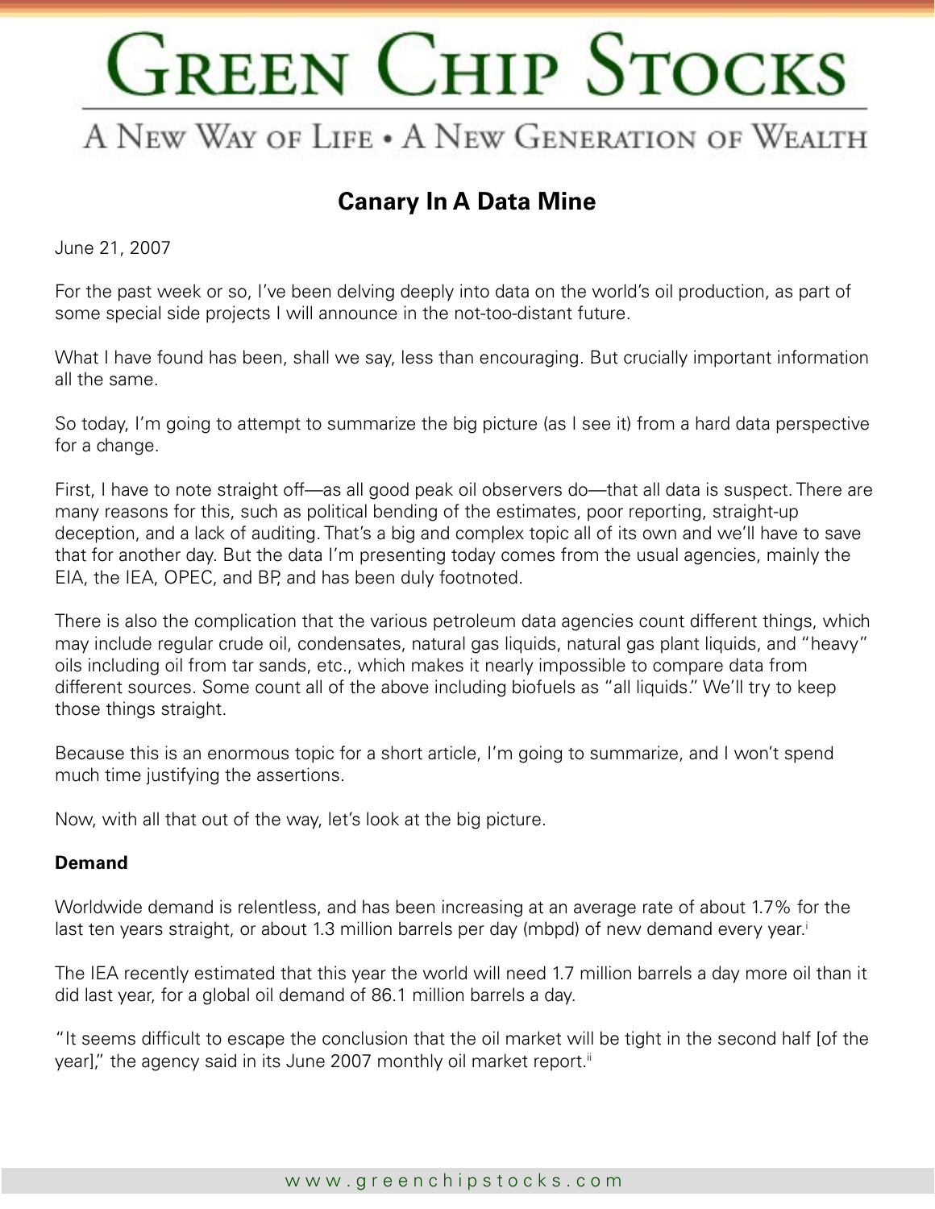# Green Chip Stocks

A New Way of Life • A New Generation of Wealth

## Canary In A Data Mine

June 21, 2007

For the past week or so, I've been delving deeply into data on the world's oil production, as part of some special side projects I will announce in the not-too-distant future.

What I have found has been, shall we say, less than encouraging. But crucially important information all the same.

So today, I'm going to attempt to summarize the big picture (as I see it) from a hard data perspective for a change.

First, I have to note straight off—as all good peak oil observers do—that all data is suspect. There are many reasons for this, such as political bending of the estimates, poor reporting, straight-up deception, and a lack of auditing. That's a big and complex topic all of its own and we'll have to save that for another day. But the data I'm presenting today comes from the usual agencies, mainly the EIA, the IEA, OPEC, and BP, and has been duly footnoted.

There is also the complication that the various petroleum data agencies count different things, which may include regular crude oil, condensates, natural gas liquids, natural gas plant liquids, and "heavy" oils including oil from tar sands, etc., which makes it nearly impossible to compare data from different sources. Some count all of the above including biofuels as "all liquids." We'll try to keep those things straight.

Because this is an enormous topic for a short article, I'm going to summarize, and I won't spend much time justifying the assertions.

Now, with all that out of the way, let's look at the big picture.

**Demand**

Worldwide demand is relentless, and has been increasing at an average rate of about 1.7% for the last ten years straight, or about 1.3 million barrels per day (mbpd) of new demand every year.[i]

The IEA recently estimated that this year the world will need 1.7 million barrels a day more oil than it did last year, for a global oil demand of 86.1 million barrels a day.

"It seems difficult to escape the conclusion that the oil market will be tight in the second half [of the year]," the agency said in its June 2007 monthly oil market report.[ii]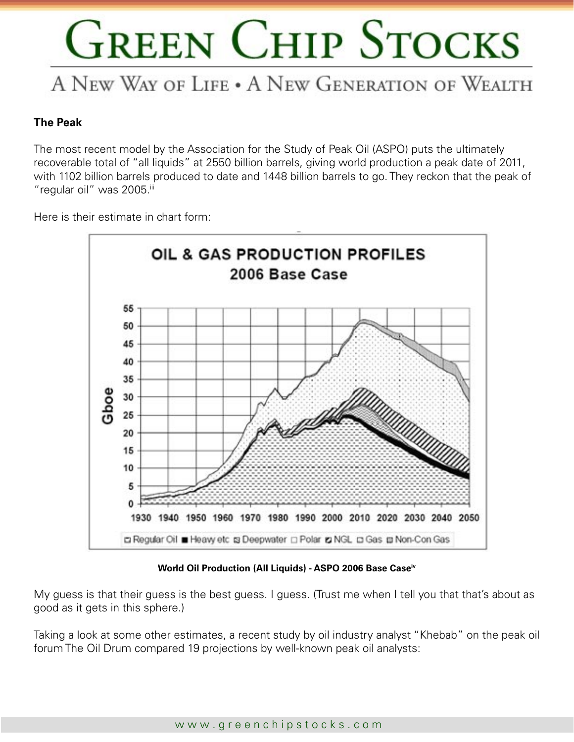**The Peak**

The most recent model by the Association for the Study of Peak Oil (ASPO) puts the ultimately recoverable total of "all liquids" at 2550 billion barrels, giving world production a peak date of 2011, with 1102 billion barrels produced to date and 1448 billion barrels to go. They reckon that the peak of "regular oil" was 2005.[iii]

Here is their estimate in chart form:

**World Oil Production (All Liquids) - ASPO 2006 Base Case**[iv]

My guess is that their guess is the best guess. I guess. (Trust me when I tell you that that's about as good as it gets in this sphere.)

Taking a look at some other estimates, a recent study by oil industry analyst "Khebab" on the peak oil forum The Oil Drum compared 19 projections by well-known peak oil analysts: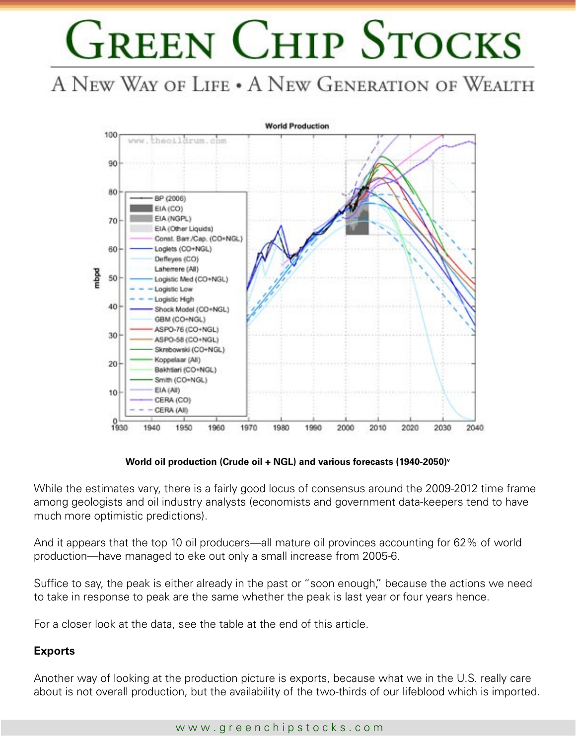**World oil production (Crude oil + NGL) and various forecasts (1940-2050)**[v]

While the estimates vary, there is a fairly good locus of consensus around the 2009-2012 time frame among geologists and oil industry analysts (economists and government data-keepers tend to have much more optimistic predictions).

And it appears that the top 10 oil producers—all mature oil provinces accounting for 62% of world production—have managed to eke out only a small increase from 2005-6.

Suffice to say, the peak is either already in the past or "soon enough," because the actions we need to take in response to peak are the same whether the peak is last year or four years hence.

For a closer look at the data, see the table at the end of this article.

### Exports

Another way of looking at the production picture is exports, because what we in the U.S. really care about is not overall production, but the availability of the two-thirds of our lifeblood which is imported.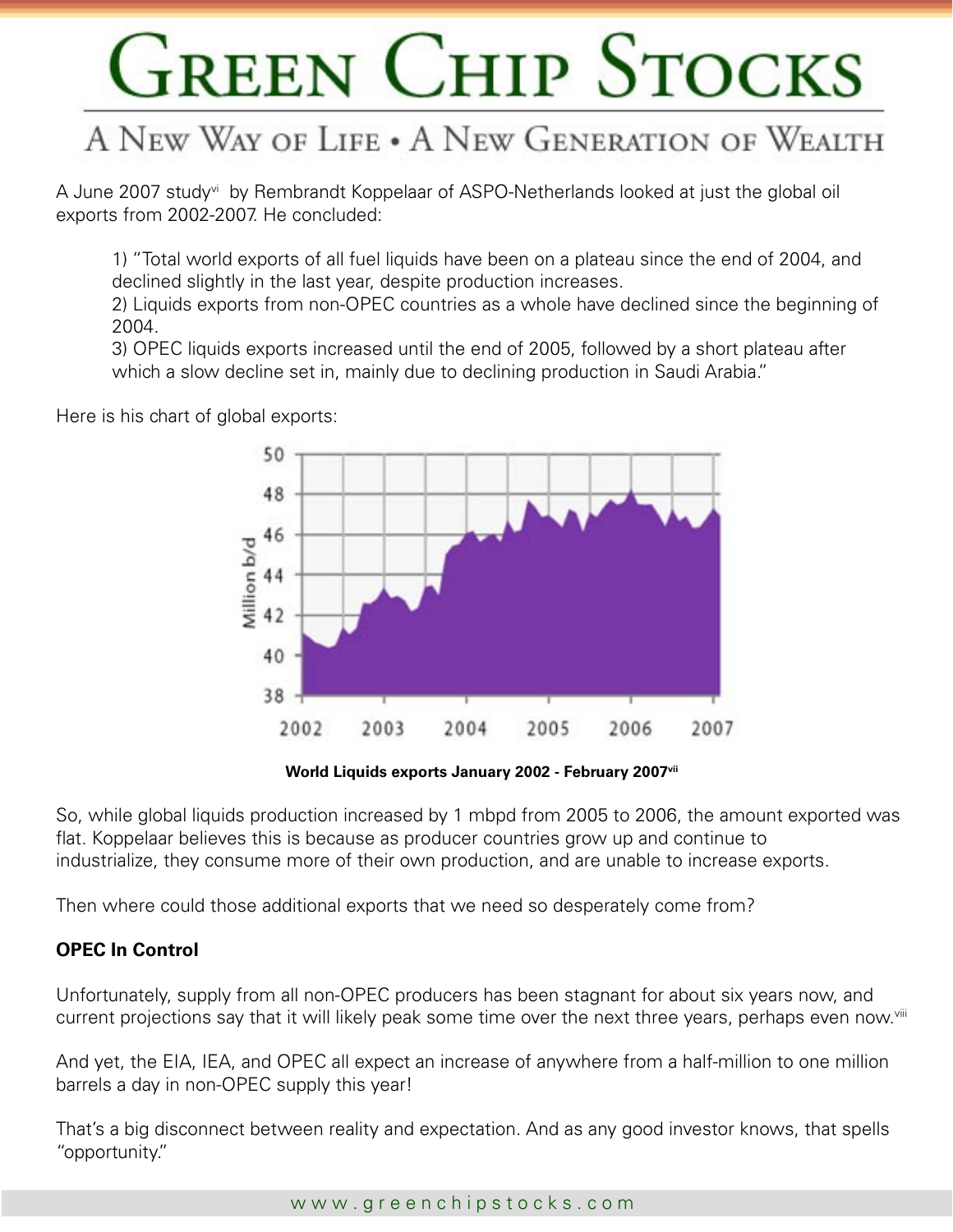A June 2007 study[vi] by Rembrandt Koppelaar of ASPO-Netherlands looked at just the global oil exports from 2002-2007. He concluded:

> 1) "Total world exports of all fuel liquids have been on a plateau since the end of 2004, and declined slightly in the last year, despite production increases.
> 2) Liquids exports from non-OPEC countries as a whole have declined since the beginning of 2004.
> 3) OPEC liquids exports increased until the end of 2005, followed by a short plateau after which a slow decline set in, mainly due to declining production in Saudi Arabia."

Here is his chart of global exports:

**World Liquids exports January 2002 - February 2007**[vii]

So, while global liquids production increased by 1 mbpd from 2005 to 2006, the amount exported was flat. Koppelaar believes this is because as producer countries grow up and continue to industrialize, they consume more of their own production, and are unable to increase exports.

Then where could those additional exports that we need so desperately come from?

**OPEC In Control**

Unfortunately, supply from all non-OPEC producers has been stagnant for about six years now, and current projections say that it will likely peak some time over the next three years, perhaps even now.[viii]

And yet, the EIA, IEA, and OPEC all expect an increase of anywhere from a half-million to one million barrels a day in non-OPEC supply this year!

That's a big disconnect between reality and expectation. And as any good investor knows, that spells "opportunity."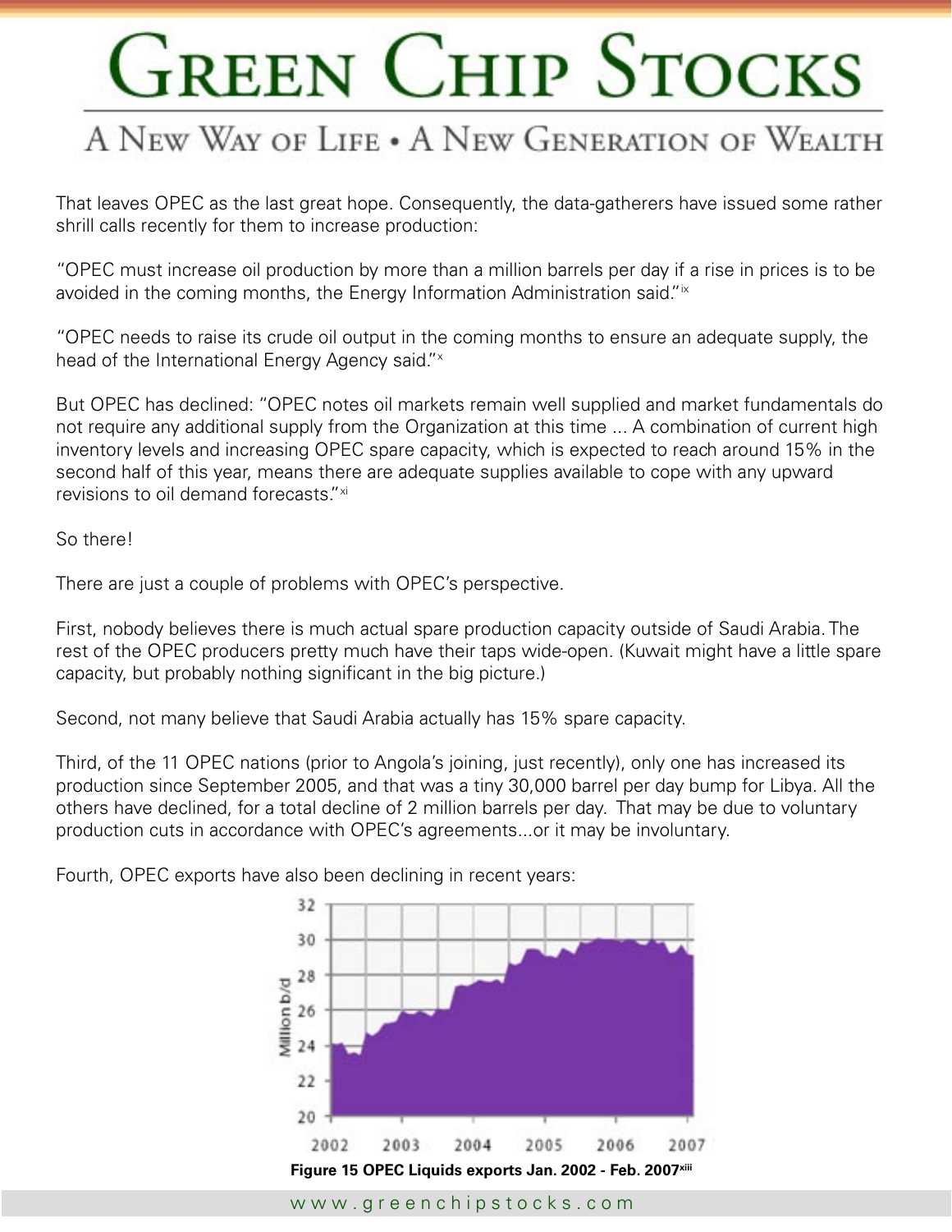That leaves OPEC as the last great hope. Consequently, the data-gatherers have issued some rather shrill calls recently for them to increase production:

"OPEC must increase oil production by more than a million barrels per day if a rise in prices is to be avoided in the coming months, the Energy Information Administration said."[ix]

"OPEC needs to raise its crude oil output in the coming months to ensure an adequate supply, the head of the International Energy Agency said."[x]

But OPEC has declined: "OPEC notes oil markets remain well supplied and market fundamentals do not require any additional supply from the Organization at this time ... A combination of current high inventory levels and increasing OPEC spare capacity, which is expected to reach around 15% in the second half of this year, means there are adequate supplies available to cope with any upward revisions to oil demand forecasts."[xi]

So there!

There are just a couple of problems with OPEC's perspective.

First, nobody believes there is much actual spare production capacity outside of Saudi Arabia. The rest of the OPEC producers pretty much have their taps wide-open. (Kuwait might have a little spare capacity, but probably nothing significant in the big picture.)

Second, not many believe that Saudi Arabia actually has 15% spare capacity.

Third, of the 11 OPEC nations (prior to Angola's joining, just recently), only one has increased its production since September 2005, and that was a tiny 30,000 barrel per day bump for Libya. All the others have declined, for a total decline of 2 million barrels per day. That may be due to voluntary production cuts in accordance with OPEC's agreements...or it may be involuntary.

Fourth, OPEC exports have also been declining in recent years:

**Figure 15 OPEC Liquids exports Jan. 2002 - Feb. 2007**[xiii]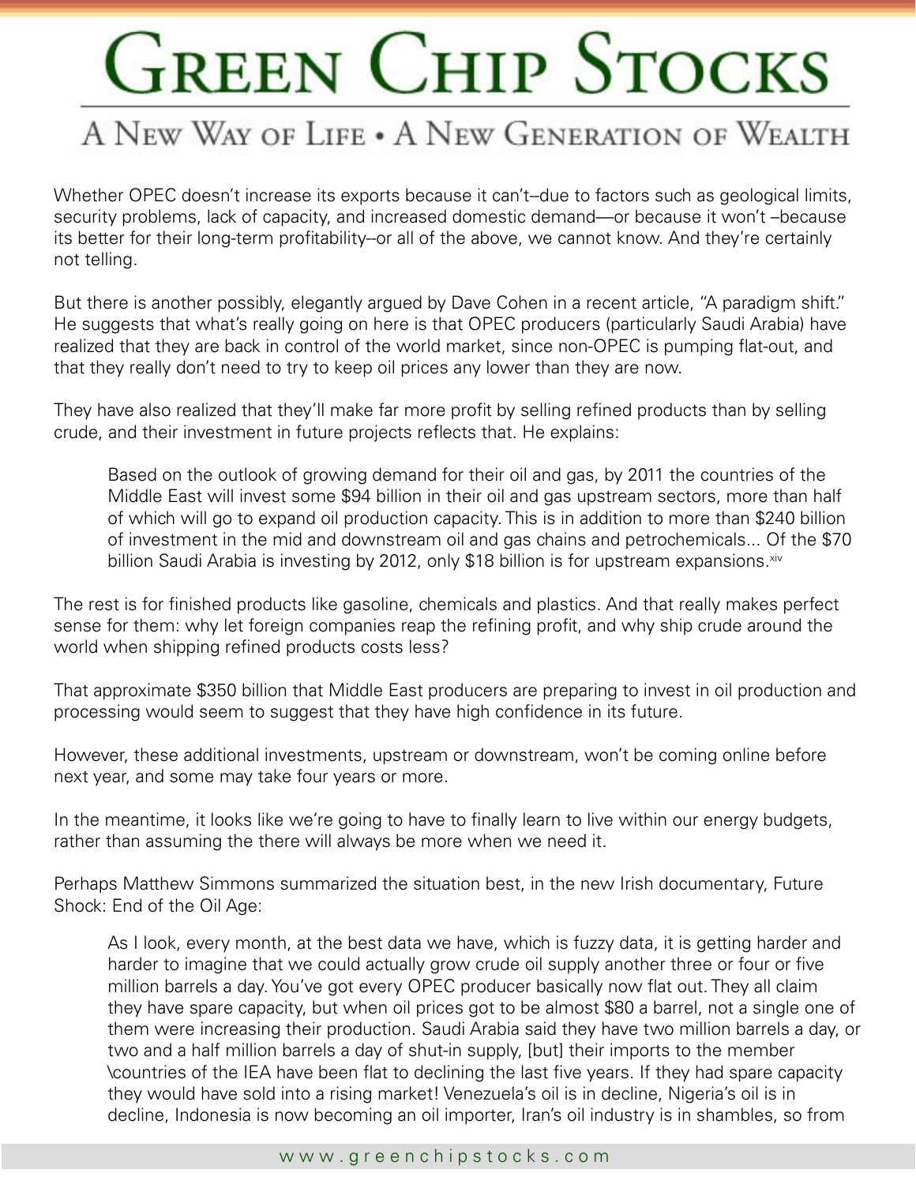Whether OPEC doesn't increase its exports because it can't--due to factors such as geological limits, security problems, lack of capacity, and increased domestic demand—or because it won't –because its better for their long-term profitability--or all of the above, we cannot know. And they're certainly not telling.

But there is another possibly, elegantly argued by Dave Cohen in a recent article, "A paradigm shift." He suggests that what's really going on here is that OPEC producers (particularly Saudi Arabia) have realized that they are back in control of the world market, since non-OPEC is pumping flat-out, and that they really don't need to try to keep oil prices any lower than they are now.

They have also realized that they'll make far more profit by selling refined products than by selling crude, and their investment in future projects reflects that. He explains:

> Based on the outlook of growing demand for their oil and gas, by 2011 the countries of the Middle East will invest some $94 billion in their oil and gas upstream sectors, more than half of which will go to expand oil production capacity. This is in addition to more than $240 billion of investment in the mid and downstream oil and gas chains and petrochemicals... Of the $70 billion Saudi Arabia is investing by 2012, only $18 billion is for upstream expansions.[xiv]

The rest is for finished products like gasoline, chemicals and plastics. And that really makes perfect sense for them: why let foreign companies reap the refining profit, and why ship crude around the world when shipping refined products costs less?

That approximate $350 billion that Middle East producers are preparing to invest in oil production and processing would seem to suggest that they have high confidence in its future.

However, these additional investments, upstream or downstream, won't be coming online before next year, and some may take four years or more.

In the meantime, it looks like we're going to have to finally learn to live within our energy budgets, rather than assuming the there will always be more when we need it.

Perhaps Matthew Simmons summarized the situation best, in the new Irish documentary, Future Shock: End of the Oil Age:

> As I look, every month, at the best data we have, which is fuzzy data, it is getting harder and harder to imagine that we could actually grow crude oil supply another three or four or five million barrels a day. You've got every OPEC producer basically now flat out. They all claim they have spare capacity, but when oil prices got to be almost $80 a barrel, not a single one of them were increasing their production. Saudi Arabia said they have two million barrels a day, or two and a half million barrels a day of shut-in supply, [but] their imports to the member \countries of the IEA have been flat to declining the last five years. If they had spare capacity they would have sold into a rising market! Venezuela's oil is in decline, Nigeria's oil is in decline, Indonesia is now becoming an oil importer, Iran's oil industry is in shambles, so from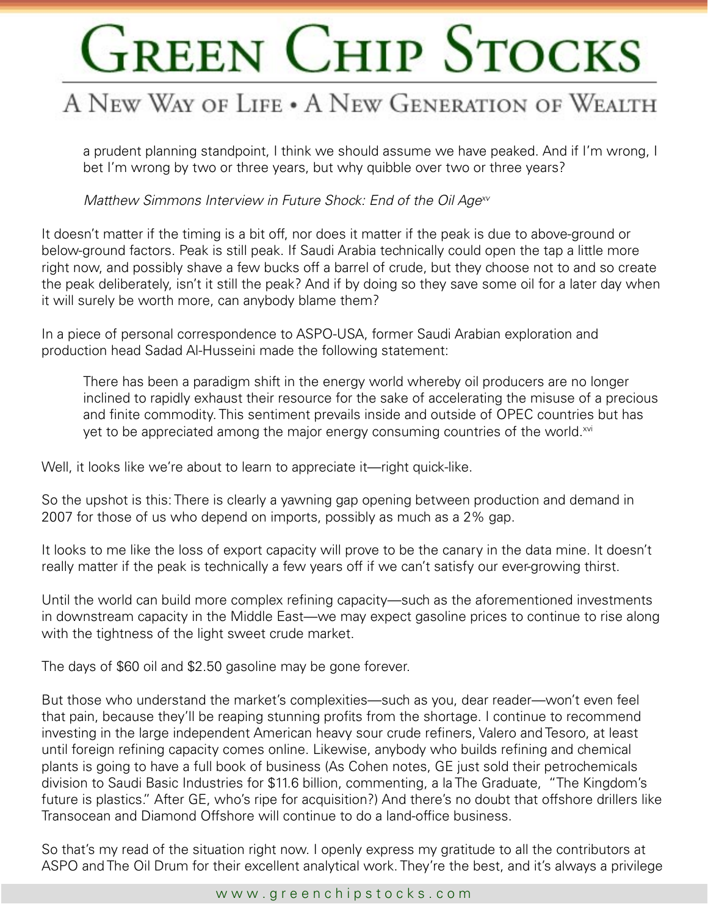> a prudent planning standpoint, I think we should assume we have peaked. And if I'm wrong, I bet I'm wrong by two or three years, but why quibble over two or three years?
>
> *Matthew Simmons Interview in Future Shock: End of the Oil Age*[xv]

It doesn't matter if the timing is a bit off, nor does it matter if the peak is due to above-ground or below-ground factors. Peak is still peak. If Saudi Arabia technically could open the tap a little more right now, and possibly shave a few bucks off a barrel of crude, but they choose not to and so create the peak deliberately, isn't it still the peak? And if by doing so they save some oil for a later day when it will surely be worth more, can anybody blame them?

In a piece of personal correspondence to ASPO-USA, former Saudi Arabian exploration and production head Sadad Al-Husseini made the following statement:

> There has been a paradigm shift in the energy world whereby oil producers are no longer inclined to rapidly exhaust their resource for the sake of accelerating the misuse of a precious and finite commodity. This sentiment prevails inside and outside of OPEC countries but has yet to be appreciated among the major energy consuming countries of the world.[xvi]

Well, it looks like we're about to learn to appreciate it—right quick-like.

So the upshot is this: There is clearly a yawning gap opening between production and demand in 2007 for those of us who depend on imports, possibly as much as a 2% gap.

It looks to me like the loss of export capacity will prove to be the canary in the data mine. It doesn't really matter if the peak is technically a few years off if we can't satisfy our ever-growing thirst.

Until the world can build more complex refining capacity—such as the aforementioned investments in downstream capacity in the Middle East—we may expect gasoline prices to continue to rise along with the tightness of the light sweet crude market.

The days of $60 oil and $2.50 gasoline may be gone forever.

But those who understand the market's complexities—such as you, dear reader—won't even feel that pain, because they'll be reaping stunning profits from the shortage. I continue to recommend investing in the large independent American heavy sour crude refiners, Valero and Tesoro, at least until foreign refining capacity comes online. Likewise, anybody who builds refining and chemical plants is going to have a full book of business (As Cohen notes, GE just sold their petrochemicals division to Saudi Basic Industries for $11.6 billion, commenting, a la The Graduate, "The Kingdom's future is plastics." After GE, who's ripe for acquisition?) And there's no doubt that offshore drillers like Transocean and Diamond Offshore will continue to do a land-office business.

So that's my read of the situation right now. I openly express my gratitude to all the contributors at ASPO and The Oil Drum for their excellent analytical work. They're the best, and it's always a privilege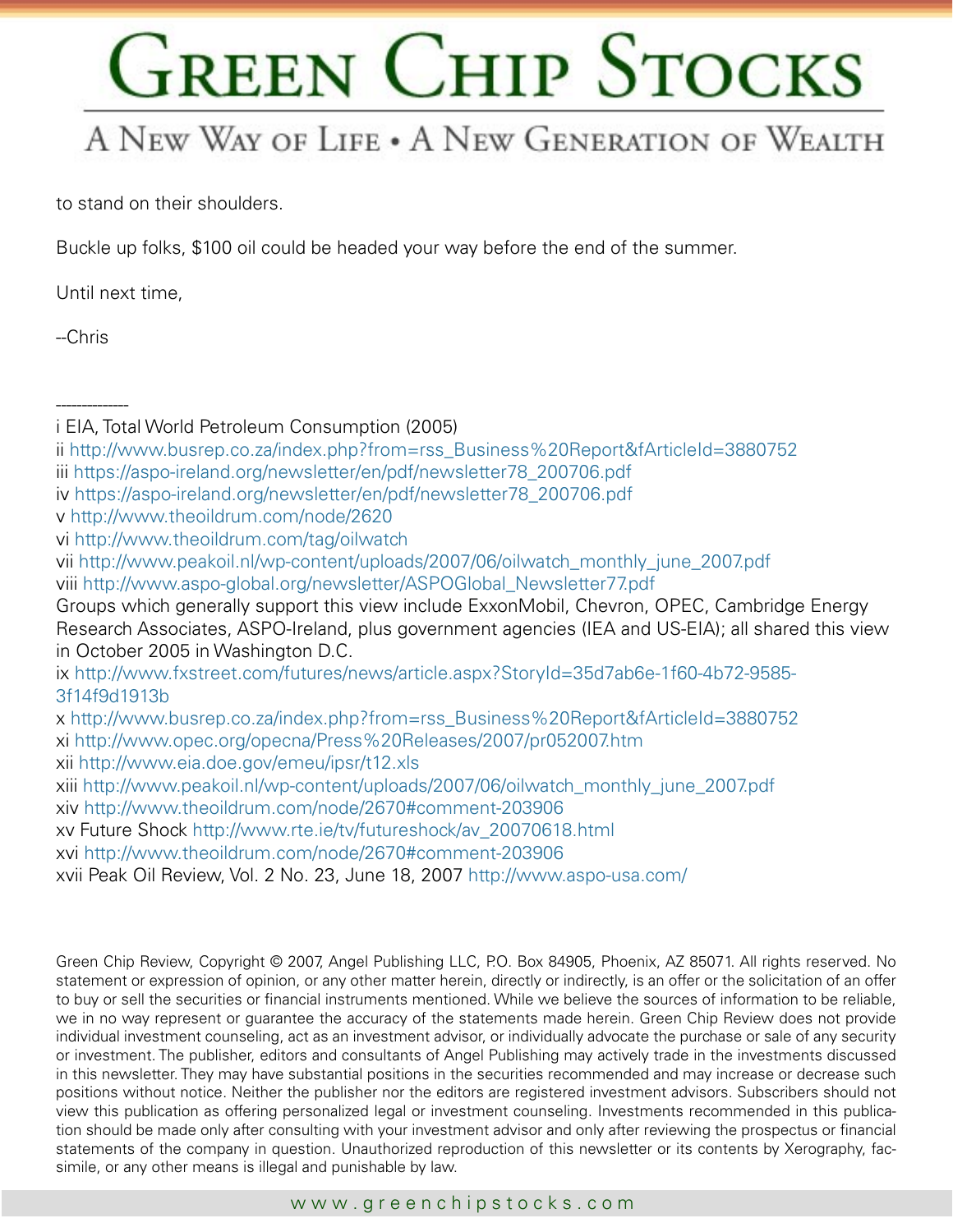to stand on their shoulders.

Buckle up folks, $100 oil could be headed your way before the end of the summer.

Until next time,

--Chris

--------------

i EIA, Total World Petroleum Consumption (2005)
ii http://www.busrep.co.za/index.php?from=rss_Business%20Report&fArticleId=3880752
iii https://aspo-ireland.org/newsletter/en/pdf/newsletter78_200706.pdf
iv https://aspo-ireland.org/newsletter/en/pdf/newsletter78_200706.pdf
v http://www.theoildrum.com/node/2620
vi http://www.theoildrum.com/tag/oilwatch
vii http://www.peakoil.nl/wp-content/uploads/2007/06/oilwatch_monthly_june_2007.pdf
viii http://www.aspo-global.org/newsletter/ASPOGlobal_Newsletter77.pdf
Groups which generally support this view include ExxonMobil, Chevron, OPEC, Cambridge Energy Research Associates, ASPO-Ireland, plus government agencies (IEA and US-EIA); all shared this view in October 2005 in Washington D.C.
ix http://www.fxstreet.com/futures/news/article.aspx?StoryId=35d7ab6e-1f60-4b72-9585-3f14f9d1913b
x http://www.busrep.co.za/index.php?from=rss_Business%20Report&fArticleId=3880752
xi http://www.opec.org/opecna/Press%20Releases/2007/pr052007.htm
xii http://www.eia.doe.gov/emeu/ipsr/t12.xls
xiii http://www.peakoil.nl/wp-content/uploads/2007/06/oilwatch_monthly_june_2007.pdf
xiv http://www.theoildrum.com/node/2670#comment-203906
xv Future Shock http://www.rte.ie/tv/futureshock/av_20070618.html
xvi http://www.theoildrum.com/node/2670#comment-203906
xvii Peak Oil Review, Vol. 2 No. 23, June 18, 2007 http://www.aspo-usa.com/

Green Chip Review, Copyright © 2007, Angel Publishing LLC, P.O. Box 84905, Phoenix, AZ 85071. All rights reserved. No statement or expression of opinion, or any other matter herein, directly or indirectly, is an offer or the solicitation of an offer to buy or sell the securities or financial instruments mentioned. While we believe the sources of information to be reliable, we in no way represent or guarantee the accuracy of the statements made herein. Green Chip Review does not provide individual investment counseling, act as an investment advisor, or individually advocate the purchase or sale of any security or investment. The publisher, editors and consultants of Angel Publishing may actively trade in the investments discussed in this newsletter. They may have substantial positions in the securities recommended and may increase or decrease such positions without notice. Neither the publisher nor the editors are registered investment advisors. Subscribers should not view this publication as offering personalized legal or investment counseling. Investments recommended in this publication should be made only after consulting with your investment advisor and only after reviewing the prospectus or financial statements of the company in question. Unauthorized reproduction of this newsletter or its contents by Xerography, facsimile, or any other means is illegal and punishable by law.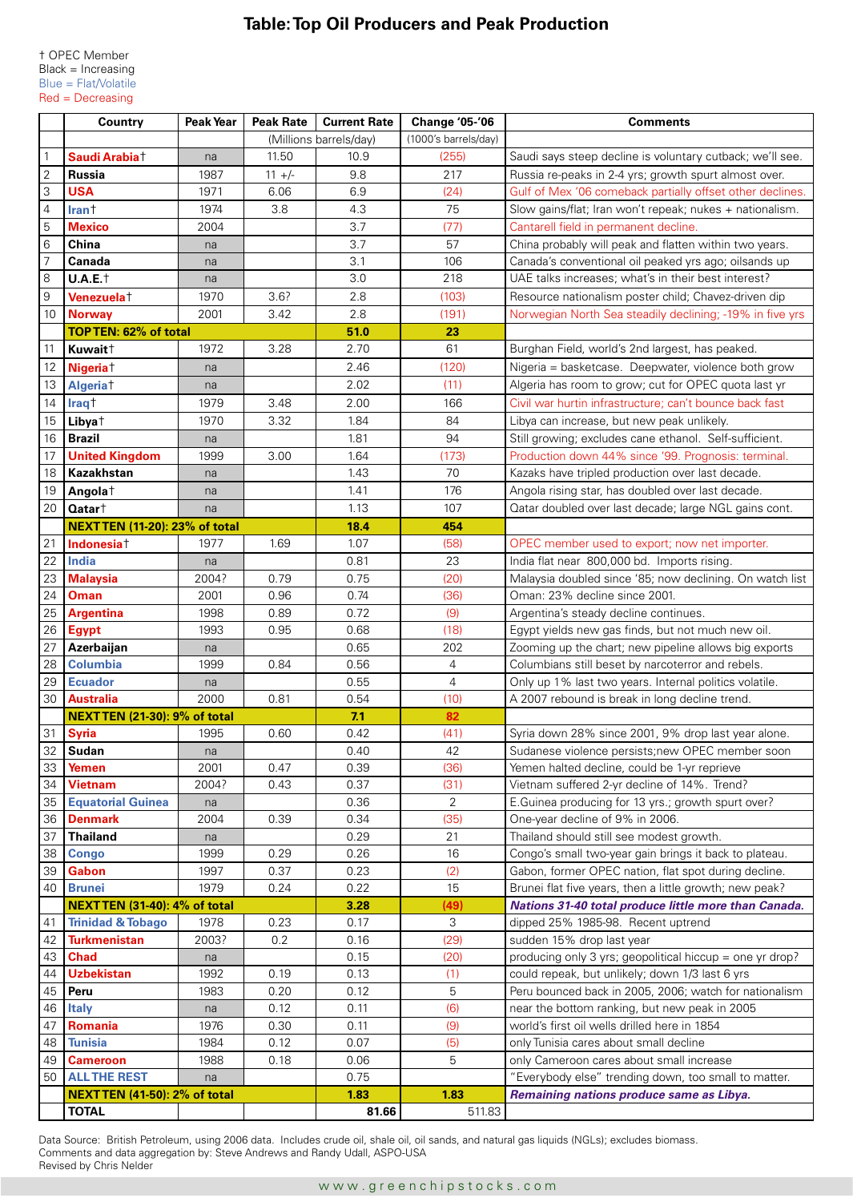# Table: Top Oil Producers and Peak Production

† OPEC Member
Black = Increasing
Blue = Flat/Volatile
Red = Decreasing

| | Country | Peak Year | Peak Rate | Current Rate | Change '05-'06 | Comments |
|---|---|---|---|---|---|---|
| | | | (Millions barrels/day) | | (1000's barrels/day) | |
| 1 | Saudi Arabia† | na | 11.50 | 10.9 | (255) | Saudi says steep decline is voluntary cutback; we'll see. |
| 2 | Russia | 1987 | 11 +/- | 9.8 | 217 | Russia re-peaks in 2-4 yrs; growth spurt almost over. |
| 3 | USA | 1971 | 6.06 | 6.9 | (24) | Gulf of Mex '06 comeback partially offset other declines. |
| 4 | Iran† | 1974 | 3.8 | 4.3 | 75 | Slow gains/flat; Iran won't repeak; nukes + nationalism. |
| 5 | Mexico | 2004 | | 3.7 | (77) | Cantarell field in permanent decline. |
| 6 | China | na | | 3.7 | 57 | China probably will peak and flatten within two years. |
| 7 | Canada | na | | 3.1 | 106 | Canada's conventional oil peaked yrs ago; oilsands up |
| 8 | U.A.E.† | na | | 3.0 | 218 | UAE talks increases; what's in their best interest? |
| 9 | Venezuela† | 1970 | 3.6? | 2.8 | (103) | Resource nationalism poster child; Chavez-driven dip |
| 10 | Norway | 2001 | 3.42 | 2.8 | (191) | Norwegian North Sea steadily declining; -19% in five yrs |
| | **TOP TEN: 62% of total** | | | **51.0** | **23** | |
| 11 | Kuwait† | 1972 | 3.28 | 2.70 | 61 | Burghan Field, world's 2nd largest, has peaked. |
| 12 | Nigeria† | na | | 2.46 | (120) | Nigeria = basketcase. Deepwater, violence both grow |
| 13 | Algeria† | na | | 2.02 | (11) | Algeria has room to grow; cut for OPEC quota last yr |
| 14 | Iraq† | 1979 | 3.48 | 2.00 | 166 | Civil war hurtin infrastructure; can't bounce back fast |
| 15 | Libya† | 1970 | 3.32 | 1.84 | 84 | Libya can increase, but new peak unlikely. |
| 16 | Brazil | na | | 1.81 | 94 | Still growing; excludes cane ethanol. Self-sufficient. |
| 17 | United Kingdom | 1999 | 3.00 | 1.64 | (173) | Production down 44% since '99. Prognosis: terminal. |
| 18 | Kazakhstan | na | | 1.43 | 70 | Kazaks have tripled production over last decade. |
| 19 | Angola† | na | | 1.41 | 176 | Angola rising star, has doubled over last decade. |
| 20 | Qatar† | na | | 1.13 | 107 | Qatar doubled over last decade; large NGL gains cont. |
| | **NEXT TEN (11-20): 23% of total** | | | **18.4** | **454** | |
| 21 | Indonesia† | 1977 | 1.69 | 1.07 | (58) | OPEC member used to export; now net importer. |
| 22 | India | na | | 0.81 | 23 | India flat near 800,000 bd. Imports rising. |
| 23 | Malaysia | 2004? | 0.79 | 0.75 | (20) | Malaysia doubled since '85; now declining. On watch list |
| 24 | Oman | 2001 | 0.96 | 0.74 | (36) | Oman: 23% decline since 2001. |
| 25 | Argentina | 1998 | 0.89 | 0.72 | (9) | Argentina's steady decline continues. |
| 26 | Egypt | 1993 | 0.95 | 0.68 | (18) | Egypt yields new gas finds, but not much new oil. |
| 27 | Azerbaijan | na | | 0.65 | 202 | Zooming up the chart; new pipeline allows big exports |
| 28 | Columbia | 1999 | 0.84 | 0.56 | 4 | Columbians still beset by narcoterror and rebels. |
| 29 | Ecuador | na | | 0.55 | 4 | Only up 1% last two years. Internal politics volatile. |
| 30 | Australia | 2000 | 0.81 | 0.54 | (10) | A 2007 rebound is break in long decline trend. |
| | **NEXT TEN (21-30): 9% of total** | | | **7.1** | **82** | |
| 31 | Syria | 1995 | 0.60 | 0.42 | (41) | Syria down 28% since 2001, 9% drop last year alone. |
| 32 | Sudan | na | | 0.40 | 42 | Sudanese violence persists;new OPEC member soon |
| 33 | Yemen | 2001 | 0.47 | 0.39 | (36) | Yemen halted decline, could be 1-yr reprieve |
| 34 | Vietnam | 2004? | 0.43 | 0.37 | (31) | Vietnam suffered 2-yr decline of 14%. Trend? |
| 35 | Equatorial Guinea | na | | 0.36 | 2 | E.Guinea producing for 13 yrs.; growth spurt over? |
| 36 | Denmark | 2004 | 0.39 | 0.34 | (35) | One-year decline of 9% in 2006. |
| 37 | Thailand | na | | 0.29 | 21 | Thailand should still see modest growth. |
| 38 | Congo | 1999 | 0.29 | 0.26 | 16 | Congo's small two-year gain brings it back to plateau. |
| 39 | Gabon | 1997 | 0.37 | 0.23 | (2) | Gabon, former OPEC nation, flat spot during decline. |
| 40 | Brunei | 1979 | 0.24 | 0.22 | 15 | Brunei flat five years, then a little growth; new peak? |
| | **NEXT TEN (31-40): 4% of total** | | | **3.28** | **(49)** | ***Nations 31-40 total produce little more than Canada.*** |
| 41 | Trinidad & Tobago | 1978 | 0.23 | 0.17 | 3 | dipped 25% 1985-98. Recent uptrend |
| 42 | Turkmenistan | 2003? | 0.2 | 0.16 | (29) | sudden 15% drop last year |
| 43 | Chad | na | | 0.15 | (20) | producing only 3 yrs; geopolitical hiccup = one yr drop? |
| 44 | Uzbekistan | 1992 | 0.19 | 0.13 | (1) | could repeak, but unlikely; down 1/3 last 6 yrs |
| 45 | Peru | 1983 | 0.20 | 0.12 | 5 | Peru bounced back in 2005, 2006; watch for nationalism |
| 46 | Italy | na | | 0.12 | 0.11 | (6) | near the bottom ranking, but new peak in 2005 |
| 47 | Romania | 1976 | 0.30 | 0.11 | (9) | world's first oil wells drilled here in 1854 |
| 48 | Tunisia | 1984 | 0.12 | 0.07 | (5) | only Tunisia cares about small decline |
| 49 | Cameroon | 1988 | 0.18 | 0.06 | 5 | only Cameroon cares about small increase |
| 50 | ALL THE REST | na | | 0.75 | | "Everybody else" trending down, too small to matter. |
| | **NEXT TEN (41-50): 2% of total** | | | **1.83** | **1.83** | ***Remaining nations produce same as Libya.*** |
| | **TOTAL** | | | **81.66** | 511.83 | |

Data Source: British Petroleum, using 2006 data. Includes crude oil, shale oil, oil sands, and natural gas liquids (NGLs); excludes biomass.
Comments and data aggregation by: Steve Andrews and Randy Udall, ASPO-USA
Revised by Chris Nelder

www.greenchipstocks.com